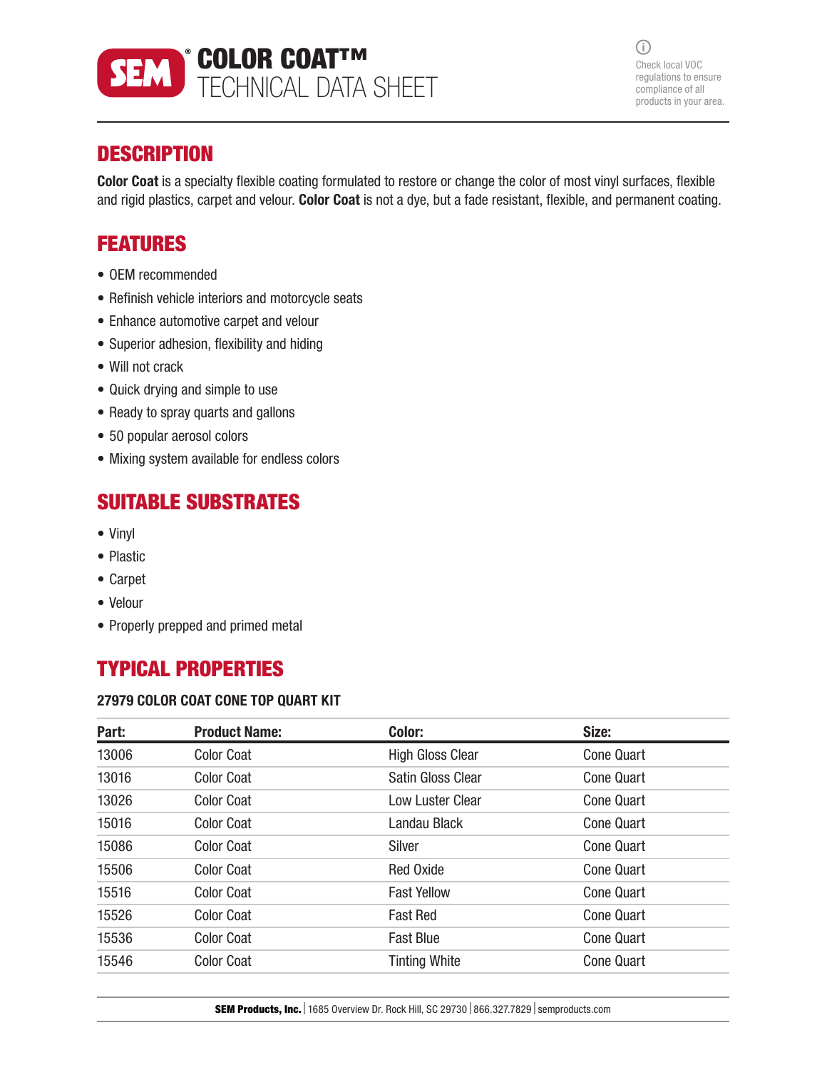# SEM® COLOR COAT™ TECHNICAL DATA SHEET

Check local VOC regulations to ensure compliance of all products in your area.

## DESCRIPTION

**Color Coat** is a specialty flexible coating formulated to restore or change the color of most vinyl surfaces, flexible and rigid plastics, carpet and velour. **Color Coat** is not a dye, but a fade resistant, flexible, and permanent coating.

## FEATURES

- OEM recommended
- Refinish vehicle interiors and motorcycle seats
- Enhance automotive carpet and velour
- Superior adhesion, flexibility and hiding
- Will not crack
- Quick drying and simple to use
- Ready to spray quarts and gallons
- 50 popular aerosol colors
- Mixing system available for endless colors

## SUITABLE SUBSTRATES

- Vinyl
- Plastic
- Carpet
- Velour
- Properly prepped and primed metal

## TYPICAL PROPERTIES

### 27979 COLOR COAT CONE TOP QUART KIT

| Part: | Product Name: | Color: | Size: |
|---|---|---|---|
| 13006 | Color Coat | High Gloss Clear | Cone Quart |
| 13016 | Color Coat | Satin Gloss Clear | Cone Quart |
| 13026 | Color Coat | Low Luster Clear | Cone Quart |
| 15016 | Color Coat | Landau Black | Cone Quart |
| 15086 | Color Coat | Silver | Cone Quart |
| 15506 | Color Coat | Red Oxide | Cone Quart |
| 15516 | Color Coat | Fast Yellow | Cone Quart |
| 15526 | Color Coat | Fast Red | Cone Quart |
| 15536 | Color Coat | Fast Blue | Cone Quart |
| 15546 | Color Coat | Tinting White | Cone Quart |

**SEM Products, Inc.** | 1685 Overview Dr. Rock Hill, SC 29730 | 866.327.7829 | semproducts.com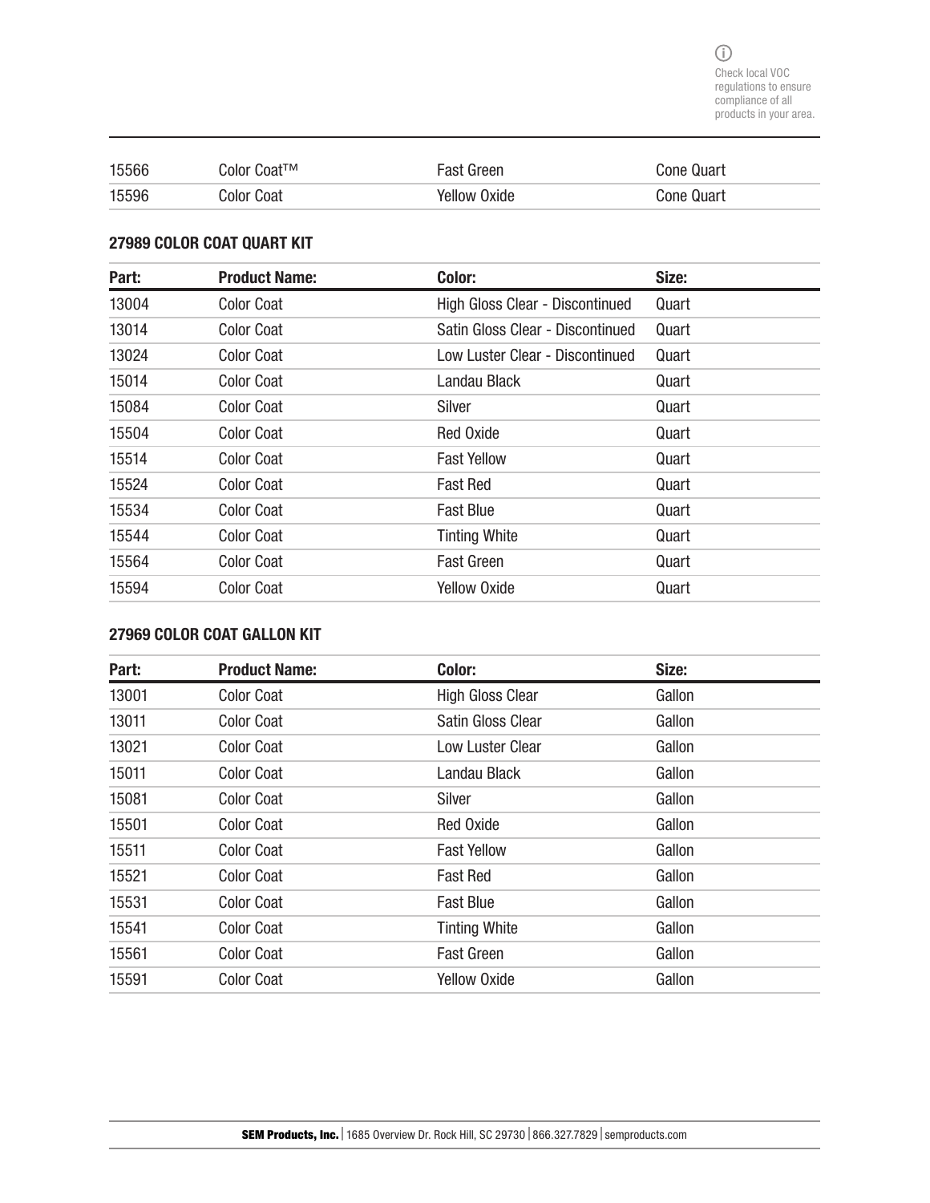Check local VOC regulations to ensure compliance of all products in your area.

| | | | |
|---|---|---|---|
| 15566 | Color Coat™ | Fast Green | Cone Quart |
| 15596 | Color Coat | Yellow Oxide | Cone Quart |

### 27989 COLOR COAT QUART KIT

| Part: | Product Name: | Color: | Size: |
|---|---|---|---|
| 13004 | Color Coat | High Gloss Clear - Discontinued | Quart |
| 13014 | Color Coat | Satin Gloss Clear - Discontinued | Quart |
| 13024 | Color Coat | Low Luster Clear - Discontinued | Quart |
| 15014 | Color Coat | Landau Black | Quart |
| 15084 | Color Coat | Silver | Quart |
| 15504 | Color Coat | Red Oxide | Quart |
| 15514 | Color Coat | Fast Yellow | Quart |
| 15524 | Color Coat | Fast Red | Quart |
| 15534 | Color Coat | Fast Blue | Quart |
| 15544 | Color Coat | Tinting White | Quart |
| 15564 | Color Coat | Fast Green | Quart |
| 15594 | Color Coat | Yellow Oxide | Quart |

### 27969 COLOR COAT GALLON KIT

| Part: | Product Name: | Color: | Size: |
|---|---|---|---|
| 13001 | Color Coat | High Gloss Clear | Gallon |
| 13011 | Color Coat | Satin Gloss Clear | Gallon |
| 13021 | Color Coat | Low Luster Clear | Gallon |
| 15011 | Color Coat | Landau Black | Gallon |
| 15081 | Color Coat | Silver | Gallon |
| 15501 | Color Coat | Red Oxide | Gallon |
| 15511 | Color Coat | Fast Yellow | Gallon |
| 15521 | Color Coat | Fast Red | Gallon |
| 15531 | Color Coat | Fast Blue | Gallon |
| 15541 | Color Coat | Tinting White | Gallon |
| 15561 | Color Coat | Fast Green | Gallon |
| 15591 | Color Coat | Yellow Oxide | Gallon |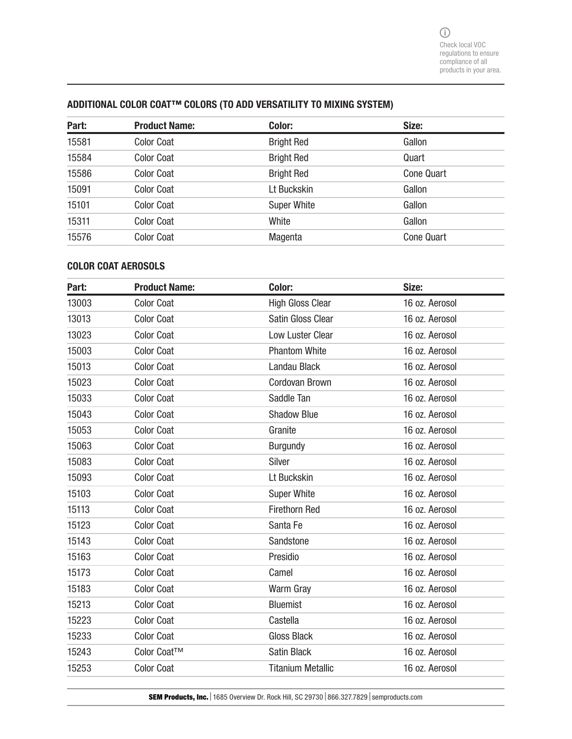Check local VOC regulations to ensure compliance of all products in your area.

### ADDITIONAL COLOR COAT™ COLORS (TO ADD VERSATILITY TO MIXING SYSTEM)

| Part: | Product Name: | Color: | Size: |
|---|---|---|---|
| 15581 | Color Coat | Bright Red | Gallon |
| 15584 | Color Coat | Bright Red | Quart |
| 15586 | Color Coat | Bright Red | Cone Quart |
| 15091 | Color Coat | Lt Buckskin | Gallon |
| 15101 | Color Coat | Super White | Gallon |
| 15311 | Color Coat | White | Gallon |
| 15576 | Color Coat | Magenta | Cone Quart |

### COLOR COAT AEROSOLS

| Part: | Product Name: | Color: | Size: |
|---|---|---|---|
| 13003 | Color Coat | High Gloss Clear | 16 oz. Aerosol |
| 13013 | Color Coat | Satin Gloss Clear | 16 oz. Aerosol |
| 13023 | Color Coat | Low Luster Clear | 16 oz. Aerosol |
| 15003 | Color Coat | Phantom White | 16 oz. Aerosol |
| 15013 | Color Coat | Landau Black | 16 oz. Aerosol |
| 15023 | Color Coat | Cordovan Brown | 16 oz. Aerosol |
| 15033 | Color Coat | Saddle Tan | 16 oz. Aerosol |
| 15043 | Color Coat | Shadow Blue | 16 oz. Aerosol |
| 15053 | Color Coat | Granite | 16 oz. Aerosol |
| 15063 | Color Coat | Burgundy | 16 oz. Aerosol |
| 15083 | Color Coat | Silver | 16 oz. Aerosol |
| 15093 | Color Coat | Lt Buckskin | 16 oz. Aerosol |
| 15103 | Color Coat | Super White | 16 oz. Aerosol |
| 15113 | Color Coat | Firethorn Red | 16 oz. Aerosol |
| 15123 | Color Coat | Santa Fe | 16 oz. Aerosol |
| 15143 | Color Coat | Sandstone | 16 oz. Aerosol |
| 15163 | Color Coat | Presidio | 16 oz. Aerosol |
| 15173 | Color Coat | Camel | 16 oz. Aerosol |
| 15183 | Color Coat | Warm Gray | 16 oz. Aerosol |
| 15213 | Color Coat | Bluemist | 16 oz. Aerosol |
| 15223 | Color Coat | Castella | 16 oz. Aerosol |
| 15233 | Color Coat | Gloss Black | 16 oz. Aerosol |
| 15243 | Color Coat™ | Satin Black | 16 oz. Aerosol |
| 15253 | Color Coat | Titanium Metallic | 16 oz. Aerosol |

**SEM Products, Inc.** | 1685 Overview Dr. Rock Hill, SC 29730 | 866.327.7829 | semproducts.com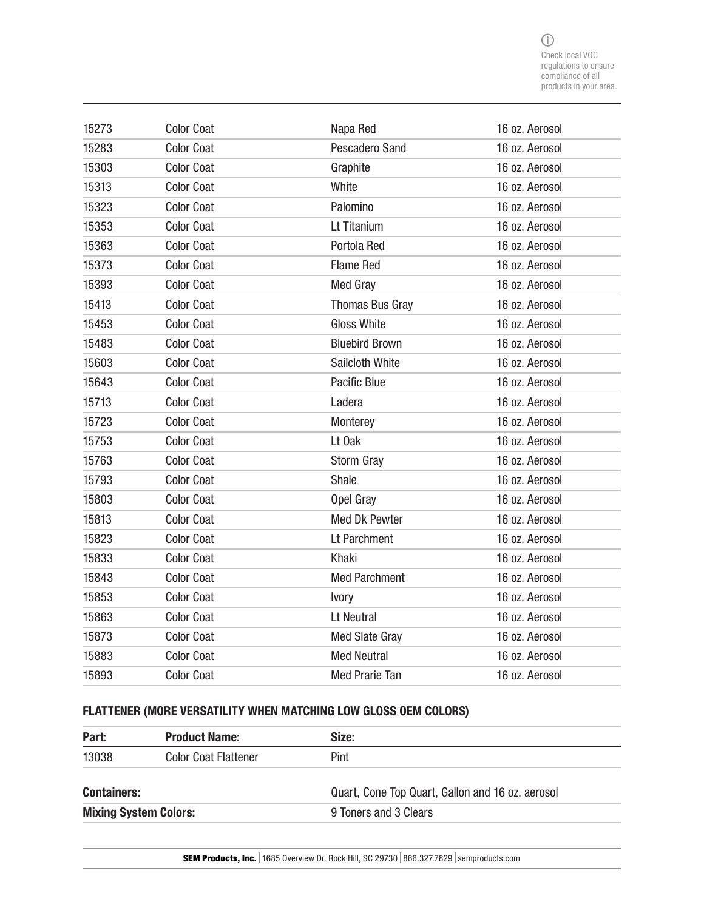Check local VOC regulations to ensure compliance of all products in your area.

| | | | |
|---|---|---|---|
| 15273 | Color Coat | Napa Red | 16 oz. Aerosol |
| 15283 | Color Coat | Pescadero Sand | 16 oz. Aerosol |
| 15303 | Color Coat | Graphite | 16 oz. Aerosol |
| 15313 | Color Coat | White | 16 oz. Aerosol |
| 15323 | Color Coat | Palomino | 16 oz. Aerosol |
| 15353 | Color Coat | Lt Titanium | 16 oz. Aerosol |
| 15363 | Color Coat | Portola Red | 16 oz. Aerosol |
| 15373 | Color Coat | Flame Red | 16 oz. Aerosol |
| 15393 | Color Coat | Med Gray | 16 oz. Aerosol |
| 15413 | Color Coat | Thomas Bus Gray | 16 oz. Aerosol |
| 15453 | Color Coat | Gloss White | 16 oz. Aerosol |
| 15483 | Color Coat | Bluebird Brown | 16 oz. Aerosol |
| 15603 | Color Coat | Sailcloth White | 16 oz. Aerosol |
| 15643 | Color Coat | Pacific Blue | 16 oz. Aerosol |
| 15713 | Color Coat | Ladera | 16 oz. Aerosol |
| 15723 | Color Coat | Monterey | 16 oz. Aerosol |
| 15753 | Color Coat | Lt Oak | 16 oz. Aerosol |
| 15763 | Color Coat | Storm Gray | 16 oz. Aerosol |
| 15793 | Color Coat | Shale | 16 oz. Aerosol |
| 15803 | Color Coat | Opel Gray | 16 oz. Aerosol |
| 15813 | Color Coat | Med Dk Pewter | 16 oz. Aerosol |
| 15823 | Color Coat | Lt Parchment | 16 oz. Aerosol |
| 15833 | Color Coat | Khaki | 16 oz. Aerosol |
| 15843 | Color Coat | Med Parchment | 16 oz. Aerosol |
| 15853 | Color Coat | Ivory | 16 oz. Aerosol |
| 15863 | Color Coat | Lt Neutral | 16 oz. Aerosol |
| 15873 | Color Coat | Med Slate Gray | 16 oz. Aerosol |
| 15883 | Color Coat | Med Neutral | 16 oz. Aerosol |
| 15893 | Color Coat | Med Prarie Tan | 16 oz. Aerosol |

### FLATTENER (MORE VERSATILITY WHEN MATCHING LOW GLOSS OEM COLORS)

| Part: | Product Name: | Size: |
|---|---|---|
| 13038 | Color Coat Flattener | Pint |

| | |
|---|---|
| **Containers:** | Quart, Cone Top Quart, Gallon and 16 oz. aerosol |
| **Mixing System Colors:** | 9 Toners and 3 Clears |

**SEM Products, Inc.** | 1685 Overview Dr. Rock Hill, SC 29730 | 866.327.7829 | semproducts.com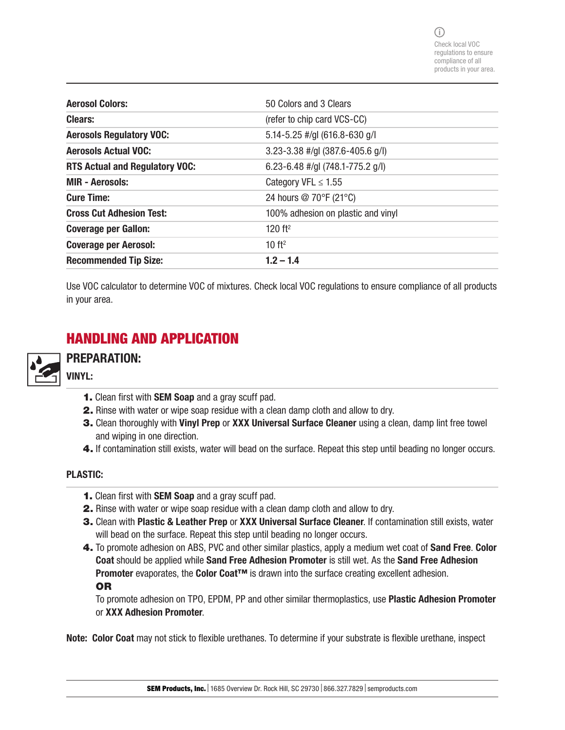Check local VOC regulations to ensure compliance of all products in your area.

| | |
|---|---|
| **Aerosol Colors:** | 50 Colors and 3 Clears |
| **Clears:** | (refer to chip card VCS-CC) |
| **Aerosols Regulatory VOC:** | 5.14-5.25 #/gl (616.8-630 g/l |
| **Aerosols Actual VOC:** | 3.23-3.38 #/gl (387.6-405.6 g/l) |
| **RTS Actual and Regulatory VOC:** | 6.23-6.48 #/gl (748.1-775.2 g/l) |
| **MIR - Aerosols:** | Category VFL ≤ 1.55 |
| **Cure Time:** | 24 hours @ 70°F (21°C) |
| **Cross Cut Adhesion Test:** | 100% adhesion on plastic and vinyl |
| **Coverage per Gallon:** | 120 $ft^2$ |
| **Coverage per Aerosol:** | 10 $ft^2$ |
| **Recommended Tip Size:** | **1.2 – 1.4** |

Use VOC calculator to determine VOC of mixtures. Check local VOC regulations to ensure compliance of all products in your area.

## HANDLING AND APPLICATION

### PREPARATION:

**VINYL:**

1. Clean first with **SEM Soap** and a gray scuff pad.
2. Rinse with water or wipe soap residue with a clean damp cloth and allow to dry.
3. Clean thoroughly with **Vinyl Prep** or **XXX Universal Surface Cleaner** using a clean, damp lint free towel and wiping in one direction.
4. If contamination still exists, water will bead on the surface. Repeat this step until beading no longer occurs.

**PLASTIC:**

1. Clean first with **SEM Soap** and a gray scuff pad.
2. Rinse with water or wipe soap residue with a clean damp cloth and allow to dry.
3. Clean with **Plastic & Leather Prep** or **XXX Universal Surface Cleaner**. If contamination still exists, water will bead on the surface. Repeat this step until beading no longer occurs.
4. To promote adhesion on ABS, PVC and other similar plastics, apply a medium wet coat of **Sand Free**. **Color Coat** should be applied while **Sand Free Adhesion Promoter** is still wet. As the **Sand Free Adhesion Promoter** evaporates, the **Color Coat™** is drawn into the surface creating excellent adhesion.
   **OR**
   To promote adhesion on TPO, EPDM, PP and other similar thermoplastics, use **Plastic Adhesion Promoter** or **XXX Adhesion Promoter**.

**Note: Color Coat** may not stick to flexible urethanes. To determine if your substrate is flexible urethane, inspect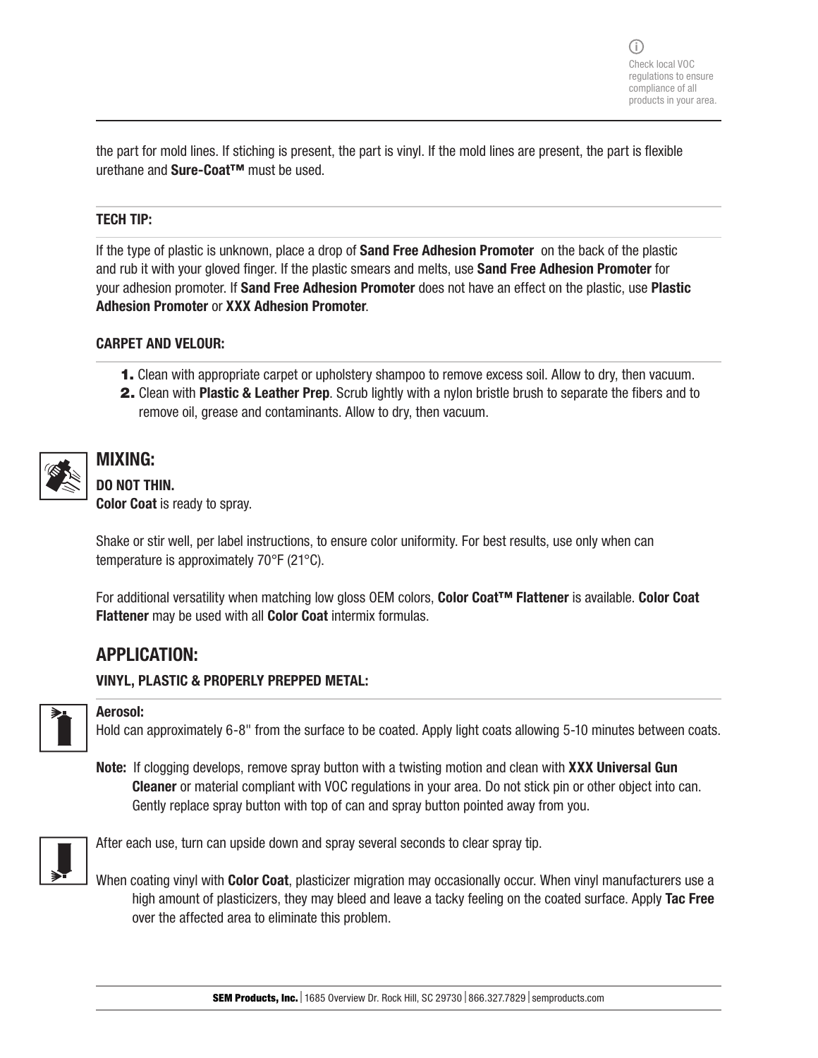ⓘ Check local VOC regulations to ensure compliance of all products in your area.

the part for mold lines. If stiching is present, the part is vinyl. If the mold lines are present, the part is flexible urethane and **Sure-Coat™** must be used.

**TECH TIP:**

If the type of plastic is unknown, place a drop of **Sand Free Adhesion Promoter** on the back of the plastic and rub it with your gloved finger. If the plastic smears and melts, use **Sand Free Adhesion Promoter** for your adhesion promoter. If **Sand Free Adhesion Promoter** does not have an effect on the plastic, use **Plastic Adhesion Promoter** or **XXX Adhesion Promoter**.

**CARPET AND VELOUR:**

1. Clean with appropriate carpet or upholstery shampoo to remove excess soil. Allow to dry, then vacuum.
2. Clean with **Plastic & Leather Prep**. Scrub lightly with a nylon bristle brush to separate the fibers and to remove oil, grease and contaminants. Allow to dry, then vacuum.

## MIXING:

**DO NOT THIN.**
**Color Coat** is ready to spray.

Shake or stir well, per label instructions, to ensure color uniformity. For best results, use only when can temperature is approximately 70°F (21°C).

For additional versatility when matching low gloss OEM colors, **Color Coat™ Flattener** is available. **Color Coat Flattener** may be used with all **Color Coat** intermix formulas.

## APPLICATION:

**VINYL, PLASTIC & PROPERLY PREPPED METAL:**

**Aerosol:**
Hold can approximately 6-8" from the surface to be coated. Apply light coats allowing 5-10 minutes between coats.

**Note:** If clogging develops, remove spray button with a twisting motion and clean with **XXX Universal Gun Cleaner** or material compliant with VOC regulations in your area. Do not stick pin or other object into can. Gently replace spray button with top of can and spray button pointed away from you.

After each use, turn can upside down and spray several seconds to clear spray tip.

When coating vinyl with **Color Coat**, plasticizer migration may occasionally occur. When vinyl manufacturers use a high amount of plasticizers, they may bleed and leave a tacky feeling on the coated surface. Apply **Tac Free** over the affected area to eliminate this problem.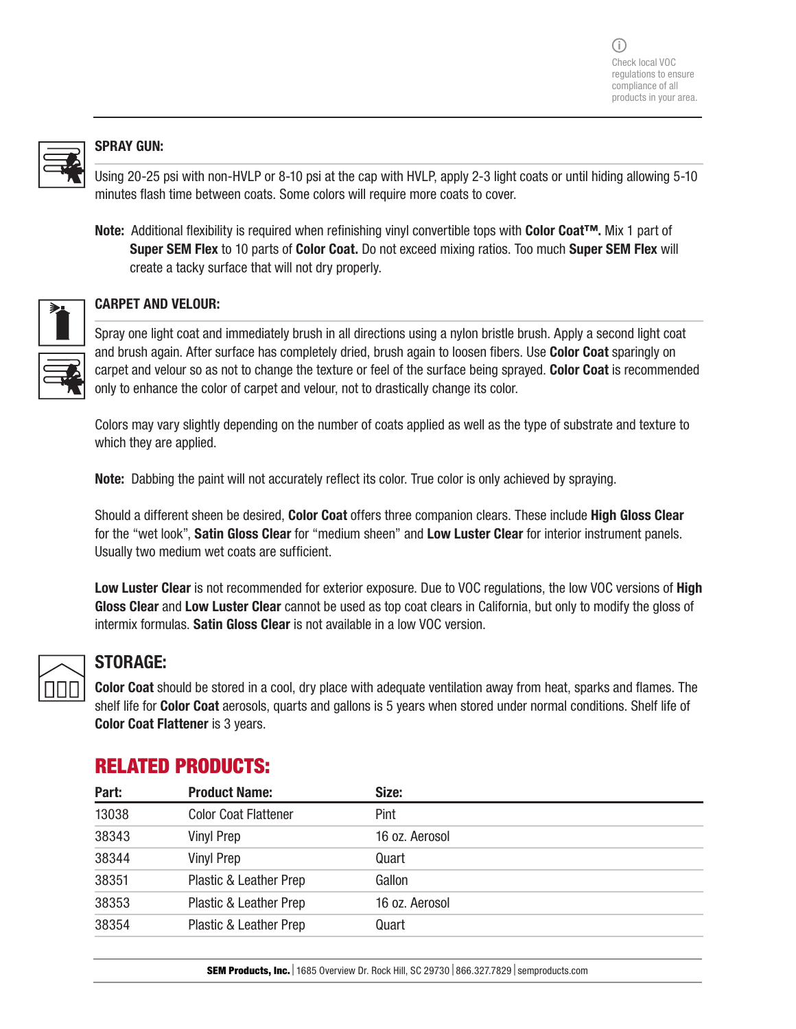Check local VOC regulations to ensure compliance of all products in your area.

### SPRAY GUN:

Using 20-25 psi with non-HVLP or 8-10 psi at the cap with HVLP, apply 2-3 light coats or until hiding allowing 5-10 minutes flash time between coats. Some colors will require more coats to cover.

**Note:** Additional flexibility is required when refinishing vinyl convertible tops with **Color Coat™.** Mix 1 part of **Super SEM Flex** to 10 parts of **Color Coat.** Do not exceed mixing ratios. Too much **Super SEM Flex** will create a tacky surface that will not dry properly.

### CARPET AND VELOUR:

Spray one light coat and immediately brush in all directions using a nylon bristle brush. Apply a second light coat and brush again. After surface has completely dried, brush again to loosen fibers. Use **Color Coat** sparingly on carpet and velour so as not to change the texture or feel of the surface being sprayed. **Color Coat** is recommended only to enhance the color of carpet and velour, not to drastically change its color.

Colors may vary slightly depending on the number of coats applied as well as the type of substrate and texture to which they are applied.

**Note:** Dabbing the paint will not accurately reflect its color. True color is only achieved by spraying.

Should a different sheen be desired, **Color Coat** offers three companion clears. These include **High Gloss Clear** for the "wet look", **Satin Gloss Clear** for "medium sheen" and **Low Luster Clear** for interior instrument panels. Usually two medium wet coats are sufficient.

**Low Luster Clear** is not recommended for exterior exposure. Due to VOC regulations, the low VOC versions of **High Gloss Clear** and **Low Luster Clear** cannot be used as top coat clears in California, but only to modify the gloss of intermix formulas. **Satin Gloss Clear** is not available in a low VOC version.

## STORAGE:

**Color Coat** should be stored in a cool, dry place with adequate ventilation away from heat, sparks and flames. The shelf life for **Color Coat** aerosols, quarts and gallons is 5 years when stored under normal conditions. Shelf life of **Color Coat Flattener** is 3 years.

## RELATED PRODUCTS:

| Part: | Product Name: | Size: |
|---|---|---|
| 13038 | Color Coat Flattener | Pint |
| 38343 | Vinyl Prep | 16 oz. Aerosol |
| 38344 | Vinyl Prep | Quart |
| 38351 | Plastic & Leather Prep | Gallon |
| 38353 | Plastic & Leather Prep | 16 oz. Aerosol |
| 38354 | Plastic & Leather Prep | Quart |

**SEM Products, Inc.** | 1685 Overview Dr. Rock Hill, SC 29730 | 866.327.7829 | semproducts.com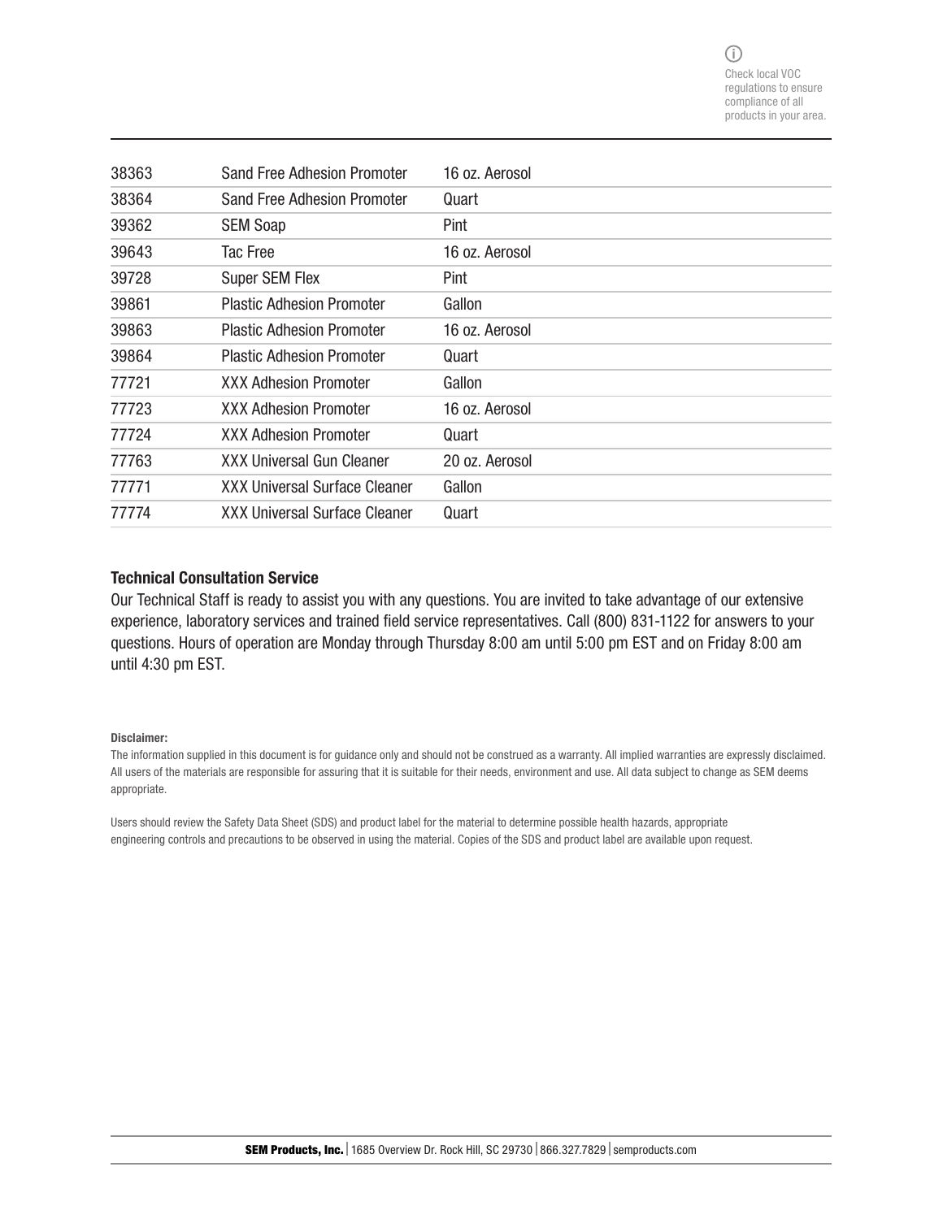Check local VOC regulations to ensure compliance of all products in your area.

| | | |
|---|---|---|
| 38363 | Sand Free Adhesion Promoter | 16 oz. Aerosol |
| 38364 | Sand Free Adhesion Promoter | Quart |
| 39362 | SEM Soap | Pint |
| 39643 | Tac Free | 16 oz. Aerosol |
| 39728 | Super SEM Flex | Pint |
| 39861 | Plastic Adhesion Promoter | Gallon |
| 39863 | Plastic Adhesion Promoter | 16 oz. Aerosol |
| 39864 | Plastic Adhesion Promoter | Quart |
| 77721 | XXX Adhesion Promoter | Gallon |
| 77723 | XXX Adhesion Promoter | 16 oz. Aerosol |
| 77724 | XXX Adhesion Promoter | Quart |
| 77763 | XXX Universal Gun Cleaner | 20 oz. Aerosol |
| 77771 | XXX Universal Surface Cleaner | Gallon |
| 77774 | XXX Universal Surface Cleaner | Quart |

**Technical Consultation Service**

Our Technical Staff is ready to assist you with any questions. You are invited to take advantage of our extensive experience, laboratory services and trained field service representatives. Call (800) 831-1122 for answers to your questions. Hours of operation are Monday through Thursday 8:00 am until 5:00 pm EST and on Friday 8:00 am until 4:30 pm EST.

**Disclaimer:**

The information supplied in this document is for guidance only and should not be construed as a warranty. All implied warranties are expressly disclaimed. All users of the materials are responsible for assuring that it is suitable for their needs, environment and use. All data subject to change as SEM deems appropriate.

Users should review the Safety Data Sheet (SDS) and product label for the material to determine possible health hazards, appropriate engineering controls and precautions to be observed in using the material. Copies of the SDS and product label are available upon request.